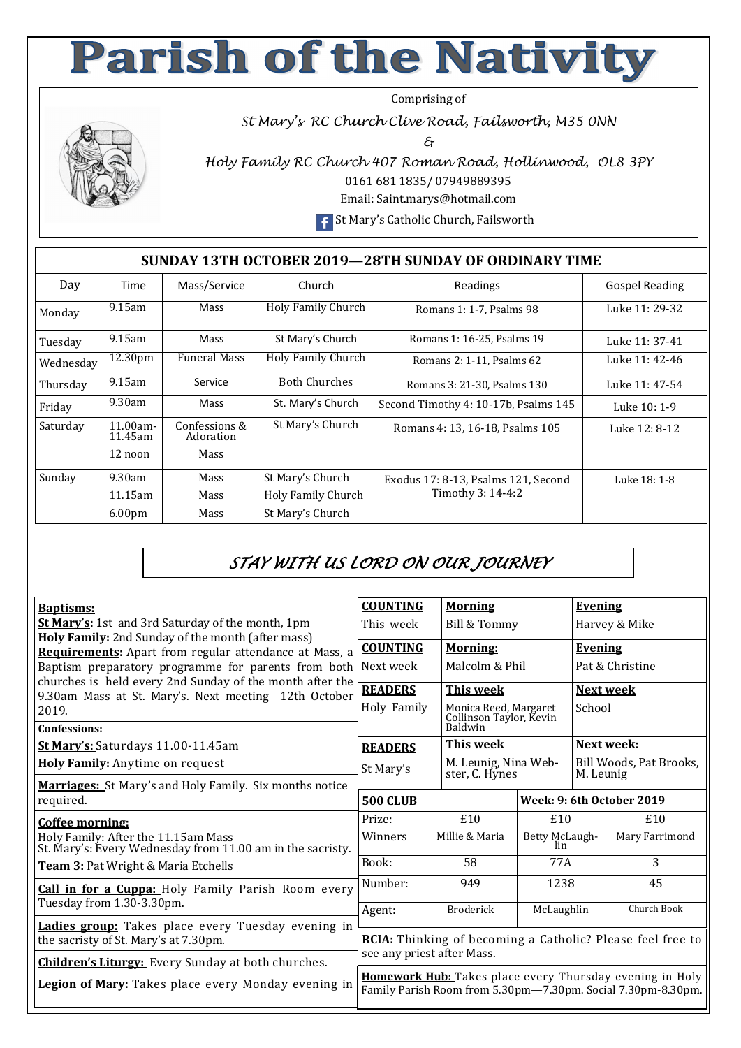# Parish of the Nativity

Comprising of

*St Mary's RC Church Clive Road, Failsworth, M35 0NN*

*&*

*Holy Family RC Church 407 Roman Road, Hollinwood, OL8 3PY*

0161 681 1835/ 07949889395

Email: Saint.marys@hotmail.com

St Mary's Catholic Church, Failsworth

## SUNDAY 13TH OCTOBER 2019—28TH SUNDAY OF ORDINARY TIME

| Day | Time | Mass/Service | Church | Readings | Gospel Reading |
|---|---|---|---|---|---|
| Monday | 9.15am | Mass | Holy Family Church | Romans 1: 1-7, Psalms 98 | Luke 11: 29-32 |
| Tuesday | 9.15am | Mass | St Mary's Church | Romans 1: 16-25, Psalms 19 | Luke 11: 37-41 |
| Wednesday | 12.30pm | Funeral Mass | Holy Family Church | Romans 2: 1-11, Psalms 62 | Luke 11: 42-46 |
| Thursday | 9.15am | Service | Both Churches | Romans 3: 21-30, Psalms 130 | Luke 11: 47-54 |
| Friday | 9.30am | Mass | St. Mary's Church | Second Timothy 4: 10-17b, Psalms 145 | Luke 10: 1-9 |
| Saturday | 11.00am-11.45am<br>12 noon | Confessions & Adoration<br>Mass | St Mary's Church | Romans 4: 13, 16-18, Psalms 105 | Luke 12: 8-12 |
| Sunday | 9.30am<br>11.15am<br>6.00pm | Mass<br>Mass<br>Mass | St Mary's Church<br>Holy Family Church<br>St Mary's Church | Exodus 17: 8-13, Psalms 121, Second Timothy 3: 14-4:2 | Luke 18: 1-8 |

## *STAY WITH US LORD ON OUR JOURNEY*

**Baptisms:**
**St Mary's:** 1st and 3rd Saturday of the month, 1pm
**Holy Family:** 2nd Sunday of the month (after mass)
**Requirements:** Apart from regular attendance at Mass, a Baptism preparatory programme for parents from both churches is held every 2nd Sunday of the month after the 9.30am Mass at St. Mary's. Next meeting 12th October 2019.

**Confessions:**
**St Mary's:** Saturdays 11.00-11.45am
**Holy Family:** Anytime on request

**Marriages:** St Mary's and Holy Family. Six months notice required.

**Coffee morning:**
Holy Family: After the 11.15am Mass
St. Mary's: Every Wednesday from 11.00 am in the sacristy.
**Team 3:** Pat Wright & Maria Etchells

**Call in for a Cuppa:** Holy Family Parish Room every Tuesday from 1.30-3.30pm.

**Ladies group:** Takes place every Tuesday evening in the sacristy of St. Mary's at 7.30pm.

**Children's Liturgy:** Every Sunday at both churches.

**Legion of Mary:** Takes place every Monday evening in

| | | |
|---|---|---|
| **COUNTING** This week | **Morning** Bill & Tommy | **Evening** Harvey & Mike |
| **COUNTING** Next week | **Morning:** Malcolm & Phil | **Evening** Pat & Christine |
| **READERS** Holy Family | **This week** Monica Reed, Margaret Collinson Taylor, Kevin Baldwin | **Next week** School |
| **READERS** St Mary's | **This week** M. Leunig, Nina Webster, C. Hynes | **Next week:** Bill Woods, Pat Brooks, M. Leunig |

| **500 CLUB** | | **Week: 9: 6th October 2019** | |
|---|---|---|---|
| Prize: | £10 | £10 | £10 |
| Winners | Millie & Maria | Betty McLaughlin | Mary Farrimond |
| Book: | 58 | 77A | 3 |
| Number: | 949 | 1238 | 45 |
| Agent: | Broderick | McLaughlin | Church Book |

**RCIA:** Thinking of becoming a Catholic? Please feel free to see any priest after Mass.

**Homework Hub:** Takes place every Thursday evening in Holy Family Parish Room from 5.30pm—7.30pm. Social 7.30pm-8.30pm.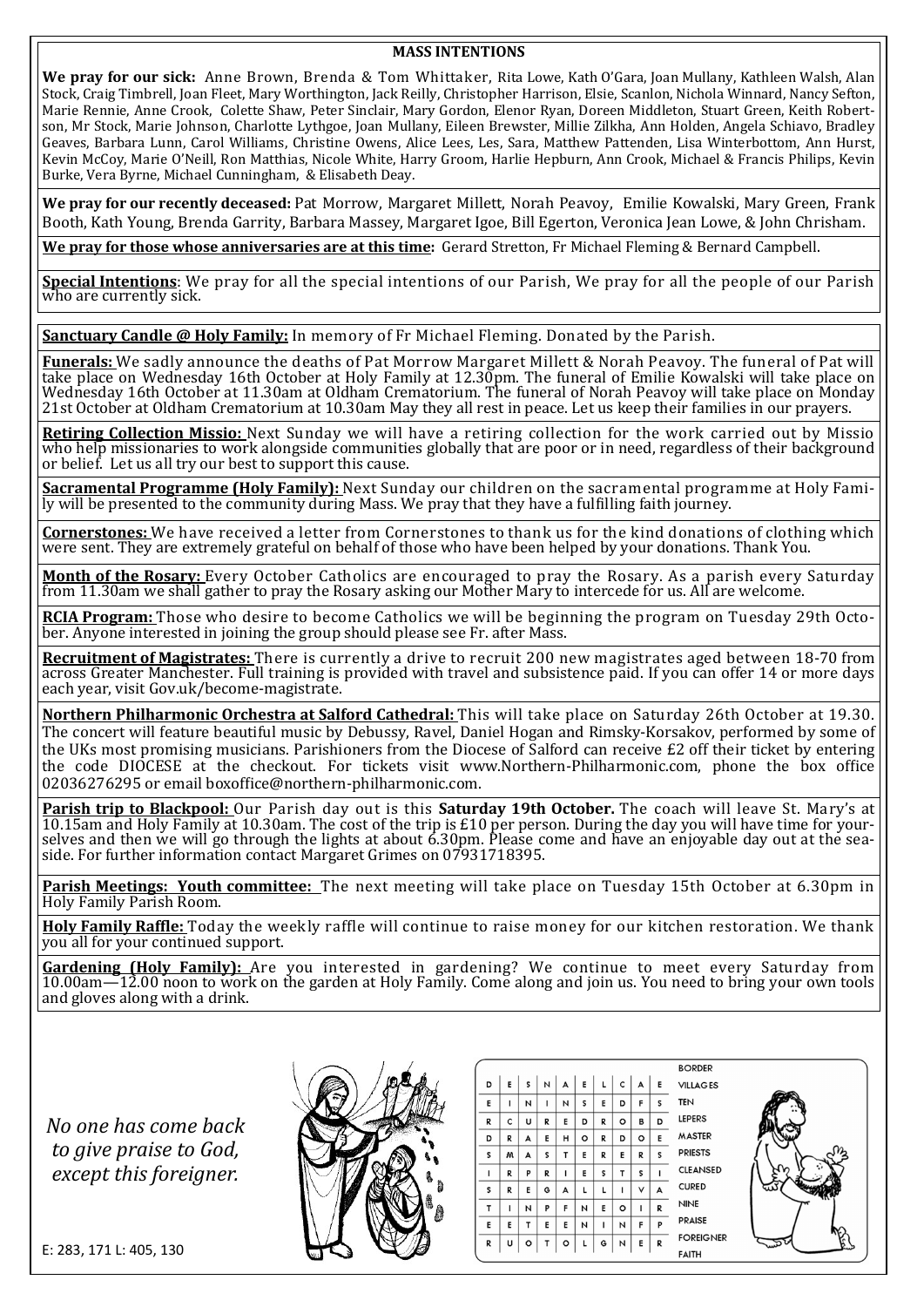**MASS INTENTIONS**

**We pray for our sick:** Anne Brown, Brenda & Tom Whittaker, Rita Lowe, Kath O'Gara, Joan Mullany, Kathleen Walsh, Alan Stock, Craig Timbrell, Joan Fleet, Mary Worthington, Jack Reilly, Christopher Harrison, Elsie, Scanlon, Nichola Winnard, Nancy Sefton, Marie Rennie, Anne Crook, Colette Shaw, Peter Sinclair, Mary Gordon, Elenor Ryan, Doreen Middleton, Stuart Green, Keith Robertson, Mr Stock, Marie Johnson, Charlotte Lythgoe, Joan Mullany, Eileen Brewster, Millie Zilkha, Ann Holden, Angela Schiavo, Bradley Geaves, Barbara Lunn, Carol Williams, Christine Owens, Alice Lees, Les, Sara, Matthew Pattenden, Lisa Winterbottom, Ann Hurst, Kevin McCoy, Marie O'Neill, Ron Matthias, Nicole White, Harry Groom, Harlie Hepburn, Ann Crook, Michael & Francis Philips, Kevin Burke, Vera Byrne, Michael Cunningham, & Elisabeth Deay.

**We pray for our recently deceased:** Pat Morrow, Margaret Millett, Norah Peavoy, Emilie Kowalski, Mary Green, Frank Booth, Kath Young, Brenda Garrity, Barbara Massey, Margaret Igoe, Bill Egerton, Veronica Jean Lowe, & John Chrisham.

**We pray for those whose anniversaries are at this time:** Gerard Stretton, Fr Michael Fleming & Bernard Campbell.

**Special Intentions**: We pray for all the special intentions of our Parish, We pray for all the people of our Parish who are currently sick.

**Sanctuary Candle @ Holy Family:** In memory of Fr Michael Fleming. Donated by the Parish.

**Funerals:** We sadly announce the deaths of Pat Morrow Margaret Millett & Norah Peavoy. The funeral of Pat will take place on Wednesday 16th October at Holy Family at 12.30pm. The funeral of Emilie Kowalski will take place on Wednesday 16th October at 11.30am at Oldham Crematorium. The funeral of Norah Peavoy will take place on Monday 21st October at Oldham Crematorium at 10.30am May they all rest in peace. Let us keep their families in our prayers.

**Retiring Collection Missio:** Next Sunday we will have a retiring collection for the work carried out by Missio who help missionaries to work alongside communities globally that are poor or in need, regardless of their background or belief. Let us all try our best to support this cause.

**Sacramental Programme (Holy Family):** Next Sunday our children on the sacramental programme at Holy Family will be presented to the community during Mass. We pray that they have a fulfilling faith journey.

**Cornerstones:** We have received a letter from Cornerstones to thank us for the kind donations of clothing which were sent. They are extremely grateful on behalf of those who have been helped by your donations. Thank You.

**Month of the Rosary:** Every October Catholics are encouraged to pray the Rosary. As a parish every Saturday from 11.30am we shall gather to pray the Rosary asking our Mother Mary to intercede for us. All are welcome.

**RCIA Program:** Those who desire to become Catholics we will be beginning the program on Tuesday 29th October. Anyone interested in joining the group should please see Fr. after Mass.

**Recruitment of Magistrates:** There is currently a drive to recruit 200 new magistrates aged between 18-70 from across Greater Manchester. Full training is provided with travel and subsistence paid. If you can offer 14 or more days each year, visit Gov.uk/become-magistrate.

**Northern Philharmonic Orchestra at Salford Cathedral:** This will take place on Saturday 26th October at 19.30. The concert will feature beautiful music by Debussy, Ravel, Daniel Hogan and Rimsky-Korsakov, performed by some of the UKs most promising musicians. Parishioners from the Diocese of Salford can receive £2 off their ticket by entering the code DIOCESE at the checkout. For tickets visit www.Northern-Philharmonic.com, phone the box office 02036276295 or email boxoffice@northern-philharmonic.com.

**Parish trip to Blackpool:** Our Parish day out is this **Saturday 19th October.** The coach will leave St. Mary's at 10.15am and Holy Family at 10.30am. The cost of the trip is £10 per person. During the day you will have time for yourselves and then we will go through the lights at about 6.30pm. Please come and have an enjoyable day out at the seaside. For further information contact Margaret Grimes on 07931718395.

**Parish Meetings: Youth committee:** The next meeting will take place on Tuesday 15th October at 6.30pm in Holy Family Parish Room.

**Holy Family Raffle:** Today the weekly raffle will continue to raise money for our kitchen restoration. We thank you all for your continued support.

**Gardening (Holy Family):** Are you interested in gardening? We continue to meet every Saturday from 10.00am—12.00 noon to work on the garden at Holy Family. Come along and join us. You need to bring your own tools and gloves along with a drink.

*No one has come back to give praise to God, except this foreigner.*

| | | | | | | | | | |
|---|---|---|---|---|---|---|---|---|---|
| D | E | S | N | A | E | L | C | A | E |
| E | I | N | I | N | S | E | D | F | S |
| R | C | U | R | E | D | R | O | B | D |
| D | R | A | E | H | O | R | D | O | E |
| S | M | A | S | T | E | R | E | R | S |
| I | R | P | R | I | E | S | T | S | I |
| S | R | E | G | A | L | L | I | V | A |
| T | I | N | P | F | N | E | O | I | R |
| E | E | T | E | E | N | I | N | F | P |
| R | U | O | T | O | L | G | N | E | R |

BORDER
VILLAGES
TEN
LEPERS
MASTER
PRIESTS
CLEANSED
CURED
NINE
PRAISE
FOREIGNER
FAITH

E: 283, 171 L: 405, 130